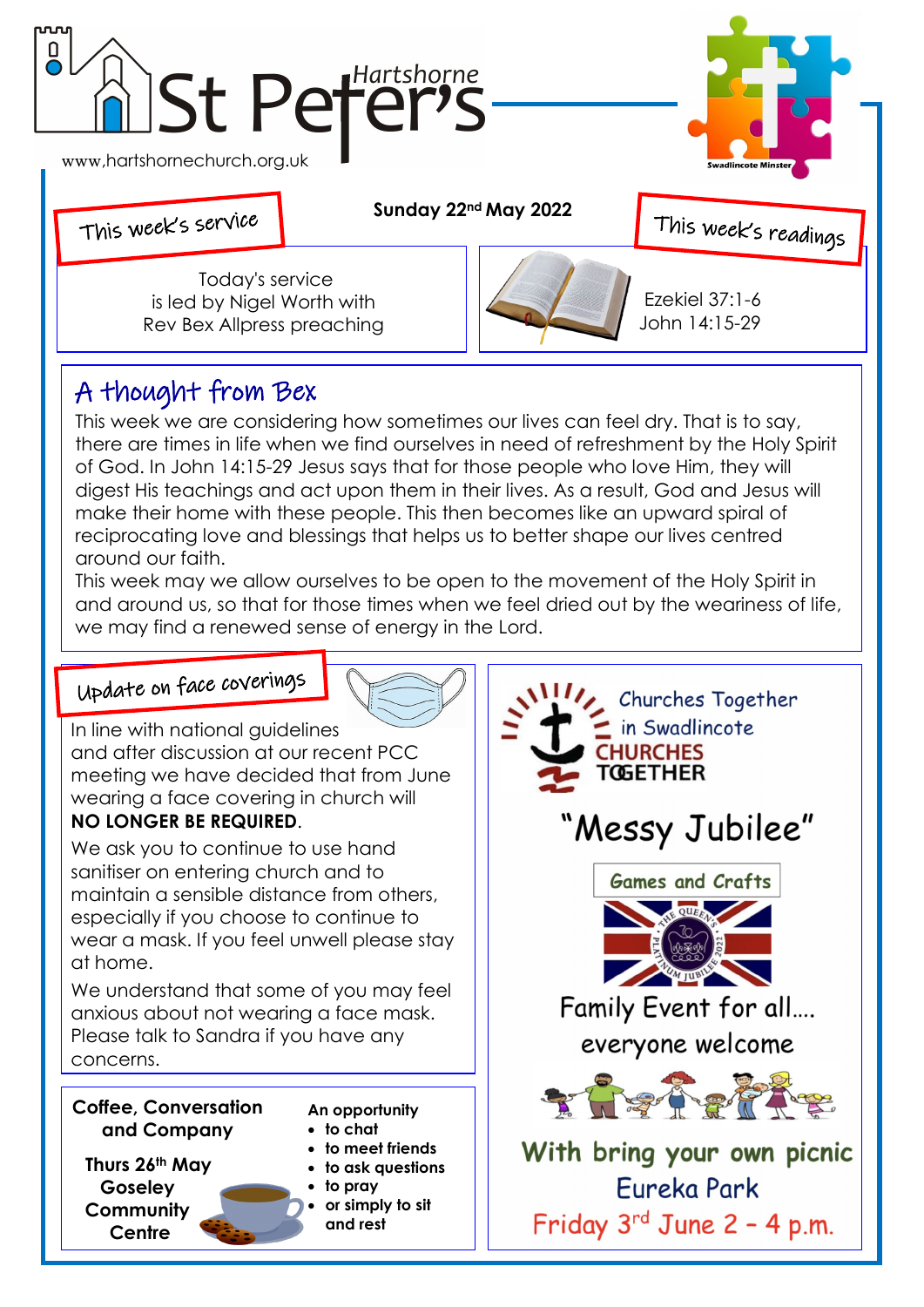# St Peter's Hartshorne

www,hartshornechurch.org.uk

Swadlincote Minster

**Sunday 22nd May 2022**

## This week's service

Today's service
is led by Nigel Worth with
Rev Bex Allpress preaching

## This week's readings

Ezekiel 37:1-6
John 14:15-29

## A thought from Bex

This week we are considering how sometimes our lives can feel dry. That is to say, there are times in life when we find ourselves in need of refreshment by the Holy Spirit of God. In John 14:15-29 Jesus says that for those people who love Him, they will digest His teachings and act upon them in their lives. As a result, God and Jesus will make their home with these people. This then becomes like an upward spiral of reciprocating love and blessings that helps us to better shape our lives centred around our faith.

This week may we allow ourselves to be open to the movement of the Holy Spirit in and around us, so that for those times when we feel dried out by the weariness of life, we may find a renewed sense of energy in the Lord.

## Update on face coverings

In line with national guidelines and after discussion at our recent PCC meeting we have decided that from June wearing a face covering in church will **NO LONGER BE REQUIRED**.

We ask you to continue to use hand sanitiser on entering church and to maintain a sensible distance from others, especially if you choose to continue to wear a mask. If you feel unwell please stay at home.

We understand that some of you may feel anxious about not wearing a face mask. Please talk to Sandra if you have any concerns.

## Coffee, Conversation and Company

**Thurs 26th May**
**Goseley Community Centre**

**An opportunity**
- **to chat**
- **to meet friends**
- **to ask questions**
- **to pray**
- **or simply to sit and rest**

## Churches Together in Swadlincote

CHURCHES TOGETHER

# "Messy Jubilee"

**Games and Crafts**

Family Event for all....
everyone welcome

**With bring your own picnic**
**Eureka Park**
**Friday 3rd June 2 - 4 p.m.**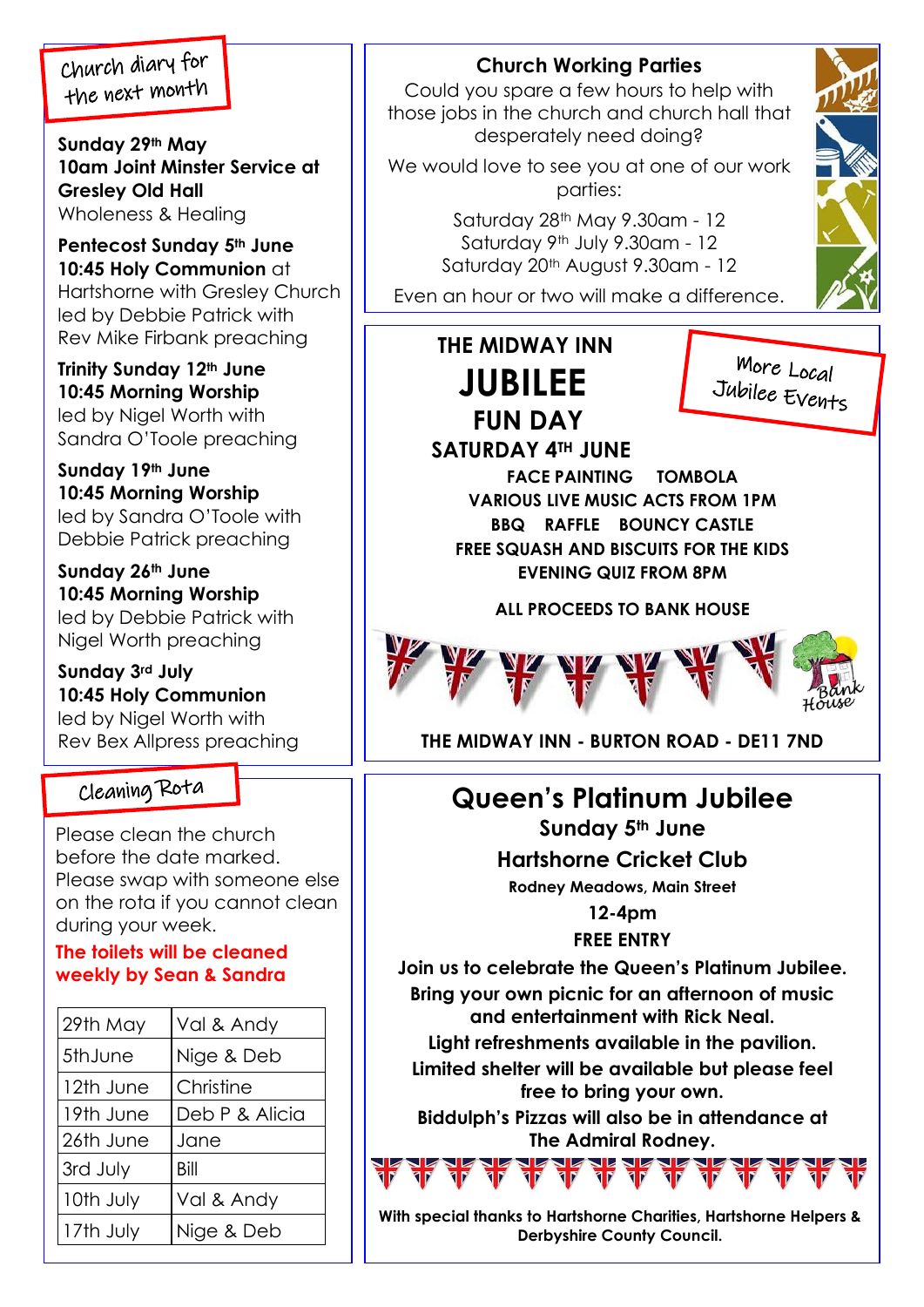## Church diary for the next month

**Sunday 29th May**
**10am Joint Minster Service at Gresley Old Hall**
Wholeness & Healing

**Pentecost Sunday 5th June**
**10:45 Holy Communion** at Hartshorne with Gresley Church led by Debbie Patrick with Rev Mike Firbank preaching

**Trinity Sunday 12th June**
**10:45 Morning Worship**
led by Nigel Worth with Sandra O'Toole preaching

**Sunday 19th June**
**10:45 Morning Worship**
led by Sandra O'Toole with Debbie Patrick preaching

**Sunday 26th June**
**10:45 Morning Worship**
led by Debbie Patrick with Nigel Worth preaching

**Sunday 3rd July**
**10:45 Holy Communion**
led by Nigel Worth with Rev Bex Allpress preaching

## Cleaning Rota

Please clean the church before the date marked. Please swap with someone else on the rota if you cannot clean during your week.

**The toilets will be cleaned weekly by Sean & Sandra**

| | |
|---|---|
| 29th May | Val & Andy |
| 5thJune | Nige & Deb |
| 12th June | Christine |
| 19th June | Deb P & Alicia |
| 26th June | Jane |
| 3rd July | Bill |
| 10th July | Val & Andy |
| 17th July | Nige & Deb |

## Church Working Parties

Could you spare a few hours to help with those jobs in the church and church hall that desperately need doing?

We would love to see you at one of our work parties:

Saturday 28th May 9.30am - 12
Saturday 9th July 9.30am - 12
Saturday 20th August 9.30am - 12

Even an hour or two will make a difference.

## More Local Jubilee Events

### THE MIDWAY INN JUBILEE FUN DAY
### SATURDAY 4TH JUNE

**FACE PAINTING TOMBOLA**
**VARIOUS LIVE MUSIC ACTS FROM 1PM**
**BBQ RAFFLE BOUNCY CASTLE**
**FREE SQUASH AND BISCUITS FOR THE KIDS**
**EVENING QUIZ FROM 8PM**

**ALL PROCEEDS TO BANK HOUSE**

Bank House

**THE MIDWAY INN - BURTON ROAD - DE11 7ND**

## Queen's Platinum Jubilee

**Sunday 5th June**

**Hartshorne Cricket Club**

**Rodney Meadows, Main Street**

**12-4pm**

**FREE ENTRY**

**Join us to celebrate the Queen's Platinum Jubilee.**
**Bring your own picnic for an afternoon of music and entertainment with Rick Neal.**
**Light refreshments available in the pavilion.**
**Limited shelter will be available but please feel free to bring your own.**
**Biddulph's Pizzas will also be in attendance at The Admiral Rodney.**

**With special thanks to Hartshorne Charities, Hartshorne Helpers & Derbyshire County Council.**